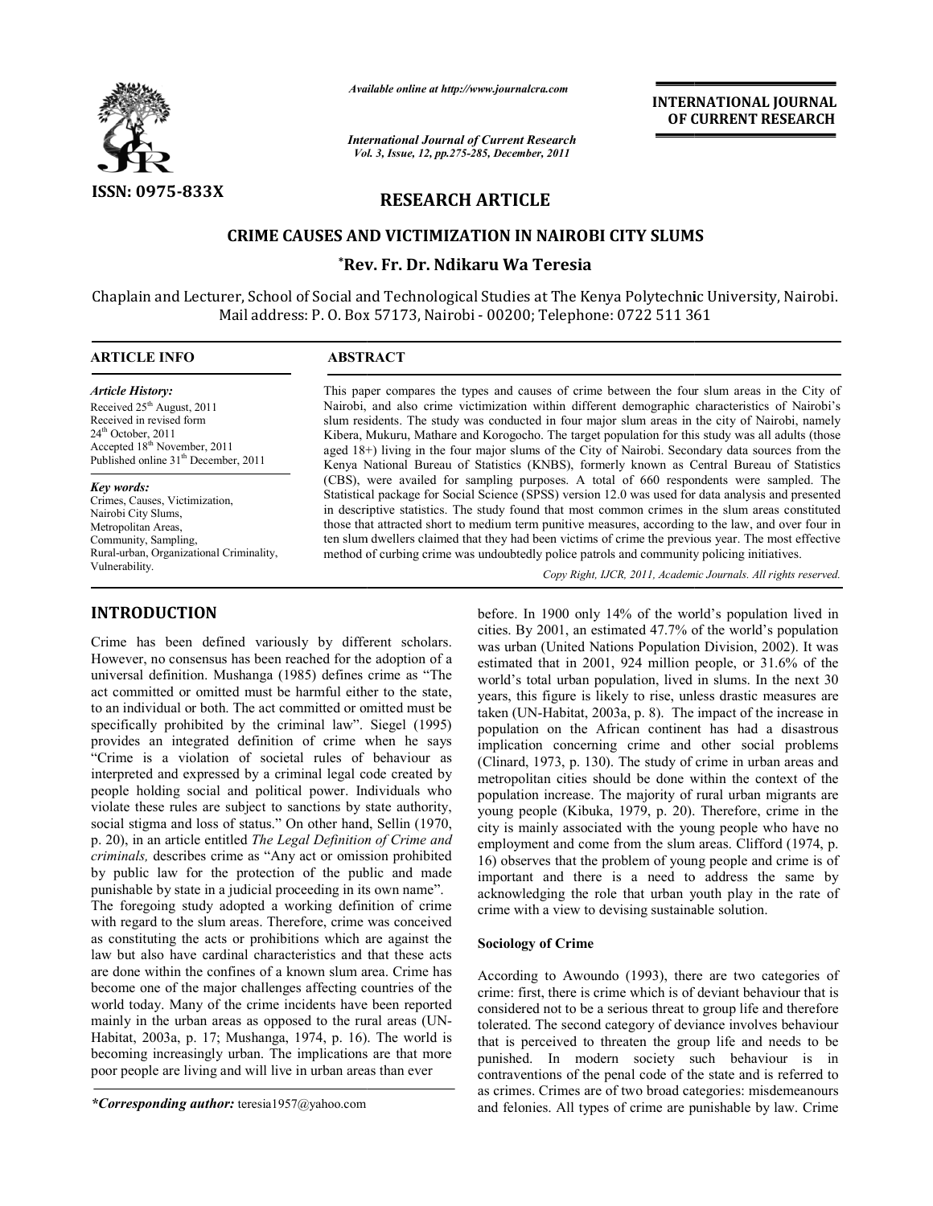# RESEARCH ARTICLE

## CRIME CAUSES AND VICTIMIZATION IN NAIROBI CITY SLUMS

**\*Rev. Fr. Dr. Ndikaru Wa Teresia**

Chaplain and Lecturer, School of Social and Technological Studies at The Kenya Polytechnic University, Nairobi. Mail address: P. O. Box 57173, Nairobi - 00200; Telephone: 0722 511 361

**ARTICLE INFO**

*Article History:*
Received 25th August, 2011
Received in revised form 24th October, 2011
Accepted 18th November, 2011
Published online 31st December, 2011

*Key words:*
Crimes, Causes, Victimization, Nairobi City Slums, Metropolitan Areas, Community, Sampling, Rural-urban, Organizational Criminality, Vulnerability.

**ABSTRACT**

This paper compares the types and causes of crime between the four slum areas in the City of Nairobi, and also crime victimization within different demographic characteristics of Nairobi's slum residents. The study was conducted in four major slum areas in the city of Nairobi, namely Kibera, Mukuru, Mathare and Korogocho. The target population for this study was all adults (those aged 18+) living in the four major slums of the City of Nairobi. Secondary data sources from the Kenya National Bureau of Statistics (KNBS), formerly known as Central Bureau of Statistics (CBS), were availed for sampling purposes. A total of 660 respondents were sampled. The Statistical package for Social Science (SPSS) version 12.0 was used for data analysis and presented in descriptive statistics. The study found that most common crimes in the slum areas constituted those that attracted short to medium term punitive measures, according to the law, and over four in ten slum dwellers claimed that they had been victims of crime the previous year. The most effective method of curbing crime was undoubtedly police patrols and community policing initiatives.

*Copy Right, IJCR, 2011, Academic Journals. All rights reserved.*

## INTRODUCTION

Crime has been defined variously by different scholars. However, no consensus has been reached for the adoption of a universal definition. Mushanga (1985) defines crime as "The act committed or omitted must be harmful either to the state, to an individual or both. The act committed or omitted must be specifically prohibited by the criminal law". Siegel (1995) provides an integrated definition of crime when he says "Crime is a violation of societal rules of behaviour as interpreted and expressed by a criminal legal code created by people holding social and political power. Individuals who violate these rules are subject to sanctions by state authority, social stigma and loss of status." On other hand, Sellin (1970, p. 20), in an article entitled *The Legal Definition of Crime and criminals,* describes crime as "Any act or omission prohibited by public law for the protection of the public and made punishable by state in a judicial proceeding in its own name".

The foregoing study adopted a working definition of crime with regard to the slum areas. Therefore, crime was conceived as constituting the acts or prohibitions which are against the law but also have cardinal characteristics and that these acts are done within the confines of a known slum area. Crime has become one of the major challenges affecting countries of the world today. Many of the crime incidents have been reported mainly in the urban areas as opposed to the rural areas (UN-Habitat, 2003a, p. 17; Mushanga, 1974, p. 16). The world is becoming increasingly urban. The implications are that more poor people are living and will live in urban areas than ever before. In 1900 only 14% of the world's population lived in cities. By 2001, an estimated 47.7% of the world's population was urban (United Nations Population Division, 2002). It was estimated that in 2001, 924 million people, or 31.6% of the world's total urban population, lived in slums. In the next 30 years, this figure is likely to rise, unless drastic measures are taken (UN-Habitat, 2003a, p. 8). The impact of the increase in population on the African continent has had a disastrous implication concerning crime and other social problems (Clinard, 1973, p. 130). The study of crime in urban areas and metropolitan cities should be done within the context of the population increase. The majority of rural urban migrants are young people (Kibuka, 1979, p. 20). Therefore, crime in the city is mainly associated with the young people who have no employment and come from the slum areas. Clifford (1974, p. 16) observes that the problem of young people and crime is of important and there is a need to address the same by acknowledging the role that urban youth play in the rate of crime with a view to devising sustainable solution.

### Sociology of Crime

According to Awoundo (1993), there are two categories of crime: first, there is crime which is of deviant behaviour that is considered not to be a serious threat to group life and therefore tolerated. The second category of deviance involves behaviour that is perceived to threaten the group life and needs to be punished. In modern society such behaviour is in contraventions of the penal code of the state and is referred to as crimes. Crimes are of two broad categories: misdemeanours and felonies. All types of crime are punishable by law. Crime

*\*Corresponding author:* teresia1957@yahoo.com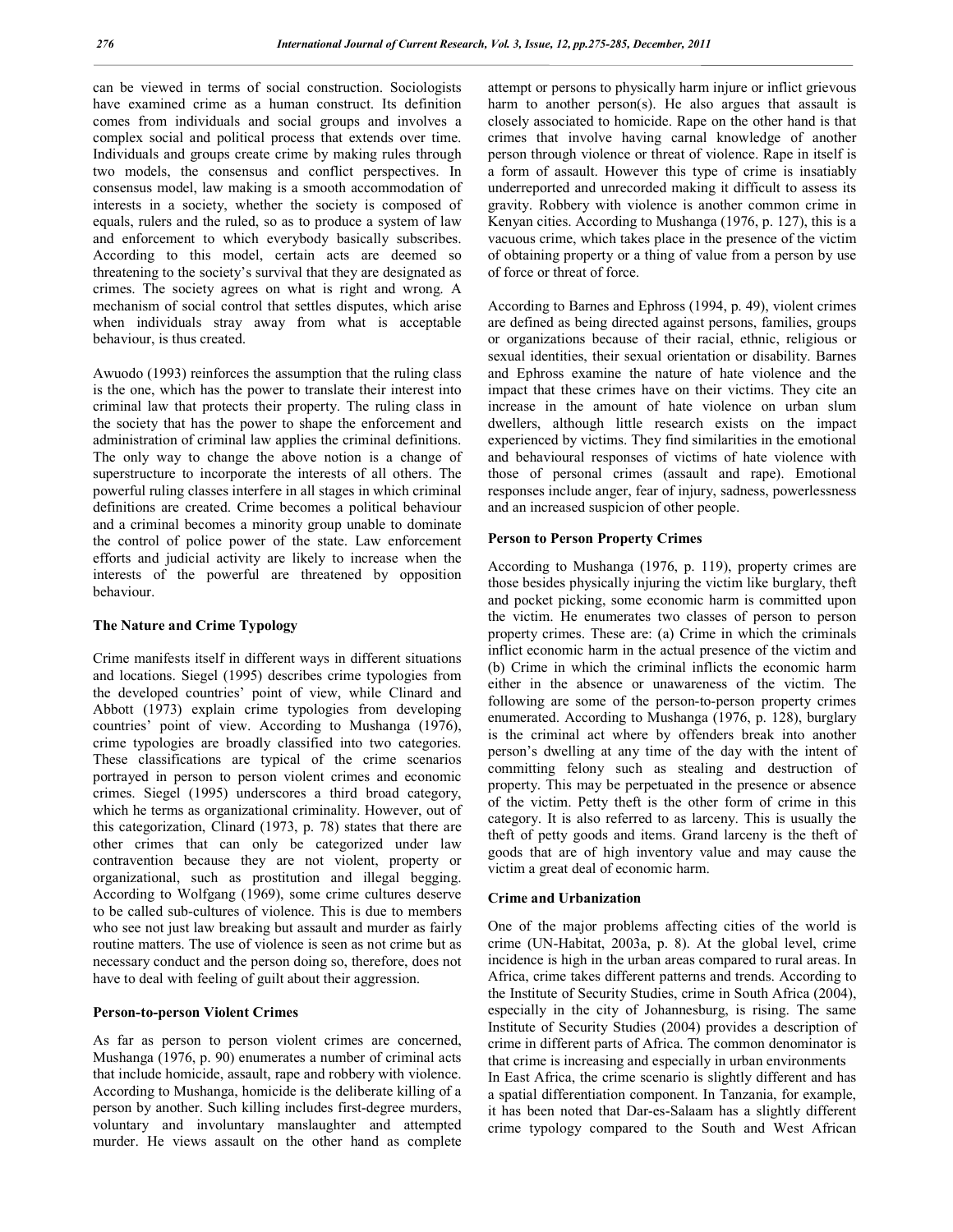can be viewed in terms of social construction. Sociologists have examined crime as a human construct. Its definition comes from individuals and social groups and involves a complex social and political process that extends over time. Individuals and groups create crime by making rules through two models, the consensus and conflict perspectives. In consensus model, law making is a smooth accommodation of interests in a society, whether the society is composed of equals, rulers and the ruled, so as to produce a system of law and enforcement to which everybody basically subscribes. According to this model, certain acts are deemed so threatening to the society's survival that they are designated as crimes. The society agrees on what is right and wrong. A mechanism of social control that settles disputes, which arise when individuals stray away from what is acceptable behaviour, is thus created.

Awuodo (1993) reinforces the assumption that the ruling class is the one, which has the power to translate their interest into criminal law that protects their property. The ruling class in the society that has the power to shape the enforcement and administration of criminal law applies the criminal definitions. The only way to change the above notion is a change of superstructure to incorporate the interests of all others. The powerful ruling classes interfere in all stages in which criminal definitions are created. Crime becomes a political behaviour and a criminal becomes a minority group unable to dominate the control of police power of the state. Law enforcement efforts and judicial activity are likely to increase when the interests of the powerful are threatened by opposition behaviour.

## The Nature and Crime Typology

Crime manifests itself in different ways in different situations and locations. Siegel (1995) describes crime typologies from the developed countries' point of view, while Clinard and Abbott (1973) explain crime typologies from developing countries' point of view. According to Mushanga (1976), crime typologies are broadly classified into two categories. These classifications are typical of the crime scenarios portrayed in person to person violent crimes and economic crimes. Siegel (1995) underscores a third broad category, which he terms as organizational criminality. However, out of this categorization, Clinard (1973, p. 78) states that there are other crimes that can only be categorized under law contravention because they are not violent, property or organizational, such as prostitution and illegal begging. According to Wolfgang (1969), some crime cultures deserve to be called sub-cultures of violence. This is due to members who see not just law breaking but assault and murder as fairly routine matters. The use of violence is seen as not crime but as necessary conduct and the person doing so, therefore, does not have to deal with feeling of guilt about their aggression.

## Person-to-person Violent Crimes

As far as person to person violent crimes are concerned, Mushanga (1976, p. 90) enumerates a number of criminal acts that include homicide, assault, rape and robbery with violence. According to Mushanga, homicide is the deliberate killing of a person by another. Such killing includes first-degree murders, voluntary and involuntary manslaughter and attempted murder. He views assault on the other hand as complete attempt or persons to physically harm injure or inflict grievous harm to another person(s). He also argues that assault is closely associated to homicide. Rape on the other hand is that crimes that involve having carnal knowledge of another person through violence or threat of violence. Rape in itself is a form of assault. However this type of crime is insatiably underreported and unrecorded making it difficult to assess its gravity. Robbery with violence is another common crime in Kenyan cities. According to Mushanga (1976, p. 127), this is a vacuous crime, which takes place in the presence of the victim of obtaining property or a thing of value from a person by use of force or threat of force.

According to Barnes and Ephross (1994, p. 49), violent crimes are defined as being directed against persons, families, groups or organizations because of their racial, ethnic, religious or sexual identities, their sexual orientation or disability. Barnes and Ephross examine the nature of hate violence and the impact that these crimes have on their victims. They cite an increase in the amount of hate violence on urban slum dwellers, although little research exists on the impact experienced by victims. They find similarities in the emotional and behavioural responses of victims of hate violence with those of personal crimes (assault and rape). Emotional responses include anger, fear of injury, sadness, powerlessness and an increased suspicion of other people.

## Person to Person Property Crimes

According to Mushanga (1976, p. 119), property crimes are those besides physically injuring the victim like burglary, theft and pocket picking, some economic harm is committed upon the victim. He enumerates two classes of person to person property crimes. These are: (a) Crime in which the criminals inflict economic harm in the actual presence of the victim and (b) Crime in which the criminal inflicts the economic harm either in the absence or unawareness of the victim. The following are some of the person-to-person property crimes enumerated. According to Mushanga (1976, p. 128), burglary is the criminal act where by offenders break into another person's dwelling at any time of the day with the intent of committing felony such as stealing and destruction of property. This may be perpetuated in the presence or absence of the victim. Petty theft is the other form of crime in this category. It is also referred to as larceny. This is usually the theft of petty goods and items. Grand larceny is the theft of goods that are of high inventory value and may cause the victim a great deal of economic harm.

## Crime and Urbanization

One of the major problems affecting cities of the world is crime (UN-Habitat, 2003a, p. 8). At the global level, crime incidence is high in the urban areas compared to rural areas. In Africa, crime takes different patterns and trends. According to the Institute of Security Studies, crime in South Africa (2004), especially in the city of Johannesburg, is rising. The same Institute of Security Studies (2004) provides a description of crime in different parts of Africa. The common denominator is that crime is increasing and especially in urban environments

In East Africa, the crime scenario is slightly different and has a spatial differentiation component. In Tanzania, for example, it has been noted that Dar-es-Salaam has a slightly different crime typology compared to the South and West African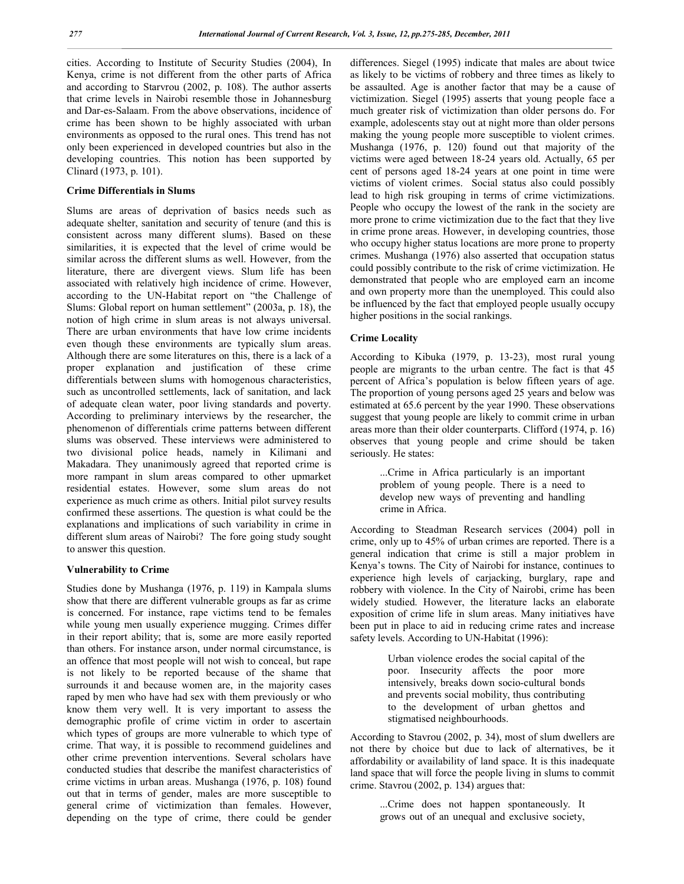cities. According to Institute of Security Studies (2004), In Kenya, crime is not different from the other parts of Africa and according to Starvrou (2002, p. 108). The author asserts that crime levels in Nairobi resemble those in Johannesburg and Dar-es-Salaam. From the above observations, incidence of crime has been shown to be highly associated with urban environments as opposed to the rural ones. This trend has not only been experienced in developed countries but also in the developing countries. This notion has been supported by Clinard (1973, p. 101).

### Crime Differentials in Slums

Slums are areas of deprivation of basics needs such as adequate shelter, sanitation and security of tenure (and this is consistent across many different slums). Based on these similarities, it is expected that the level of crime would be similar across the different slums as well. However, from the literature, there are divergent views. Slum life has been associated with relatively high incidence of crime. However, according to the UN-Habitat report on "the Challenge of Slums: Global report on human settlement" (2003a, p. 18), the notion of high crime in slum areas is not always universal. There are urban environments that have low crime incidents even though these environments are typically slum areas. Although there are some literatures on this, there is a lack of a proper explanation and justification of these crime differentials between slums with homogenous characteristics, such as uncontrolled settlements, lack of sanitation, and lack of adequate clean water, poor living standards and poverty. According to preliminary interviews by the researcher, the phenomenon of differentials crime patterns between different slums was observed. These interviews were administered to two divisional police heads, namely in Kilimani and Makadara. They unanimously agreed that reported crime is more rampant in slum areas compared to other upmarket residential estates. However, some slum areas do not experience as much crime as others. Initial pilot survey results confirmed these assertions. The question is what could be the explanations and implications of such variability in crime in different slum areas of Nairobi? The fore going study sought to answer this question.

### Vulnerability to Crime

Studies done by Mushanga (1976, p. 119) in Kampala slums show that there are different vulnerable groups as far as crime is concerned. For instance, rape victims tend to be females while young men usually experience mugging. Crimes differ in their report ability; that is, some are more easily reported than others. For instance arson, under normal circumstance, is an offence that most people will not wish to conceal, but rape is not likely to be reported because of the shame that surrounds it and because women are, in the majority cases raped by men who have had sex with them previously or who know them very well. It is very important to assess the demographic profile of crime victim in order to ascertain which types of groups are more vulnerable to which type of crime. That way, it is possible to recommend guidelines and other crime prevention interventions. Several scholars have conducted studies that describe the manifest characteristics of crime victims in urban areas. Mushanga (1976, p. 108) found out that in terms of gender, males are more susceptible to general crime of victimization than females. However, depending on the type of crime, there could be gender differences. Siegel (1995) indicate that males are about twice as likely to be victims of robbery and three times as likely to be assaulted. Age is another factor that may be a cause of victimization. Siegel (1995) asserts that young people face a much greater risk of victimization than older persons do. For example, adolescents stay out at night more than older persons making the young people more susceptible to violent crimes. Mushanga (1976, p. 120) found out that majority of the victims were aged between 18-24 years old. Actually, 65 per cent of persons aged 18-24 years at one point in time were victims of violent crimes. Social status also could possibly lead to high risk grouping in terms of crime victimizations. People who occupy the lowest of the rank in the society are more prone to crime victimization due to the fact that they live in crime prone areas. However, in developing countries, those who occupy higher status locations are more prone to property crimes. Mushanga (1976) also asserted that occupation status could possibly contribute to the risk of crime victimization. He demonstrated that people who are employed earn an income and own property more than the unemployed. This could also be influenced by the fact that employed people usually occupy higher positions in the social rankings.

### Crime Locality

According to Kibuka (1979, p. 13-23), most rural young people are migrants to the urban centre. The fact is that 45 percent of Africa's population is below fifteen years of age. The proportion of young persons aged 25 years and below was estimated at 65.6 percent by the year 1990. These observations suggest that young people are likely to commit crime in urban areas more than their older counterparts. Clifford (1974, p. 16) observes that young people and crime should be taken seriously. He states:

> ...Crime in Africa particularly is an important problem of young people. There is a need to develop new ways of preventing and handling crime in Africa.

According to Steadman Research services (2004) poll in crime, only up to 45% of urban crimes are reported. There is a general indication that crime is still a major problem in Kenya's towns. The City of Nairobi for instance, continues to experience high levels of carjacking, burglary, rape and robbery with violence. In the City of Nairobi, crime has been widely studied. However, the literature lacks an elaborate exposition of crime life in slum areas. Many initiatives have been put in place to aid in reducing crime rates and increase safety levels. According to UN-Habitat (1996):

> Urban violence erodes the social capital of the poor. Insecurity affects the poor more intensively, breaks down socio-cultural bonds and prevents social mobility, thus contributing to the development of urban ghettos and stigmatised neighbourhoods.

According to Stavrou (2002, p. 34), most of slum dwellers are not there by choice but due to lack of alternatives, be it affordability or availability of land space. It is this inadequate land space that will force the people living in slums to commit crime. Stavrou (2002, p. 134) argues that:

> ...Crime does not happen spontaneously. It grows out of an unequal and exclusive society,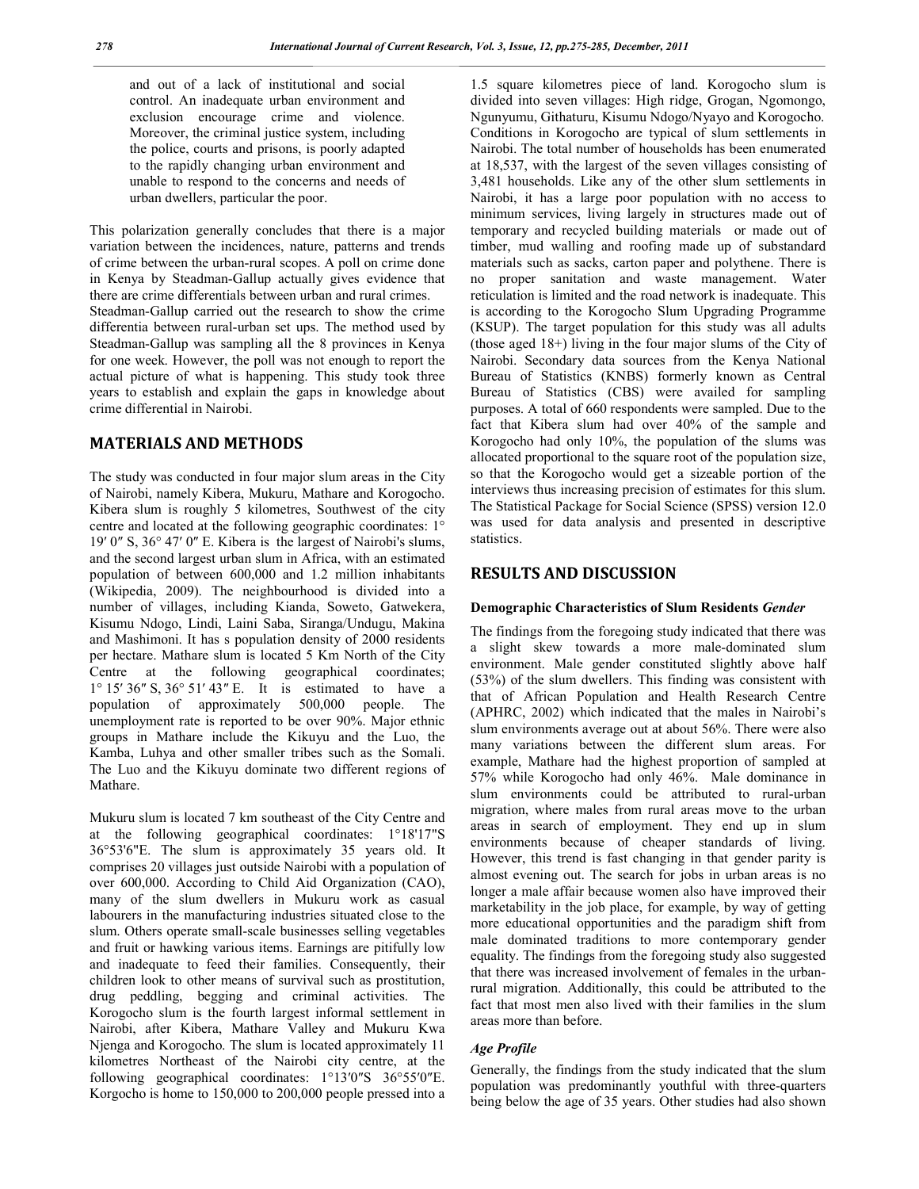and out of a lack of institutional and social control. An inadequate urban environment and exclusion encourage crime and violence. Moreover, the criminal justice system, including the police, courts and prisons, is poorly adapted to the rapidly changing urban environment and unable to respond to the concerns and needs of urban dwellers, particular the poor.

This polarization generally concludes that there is a major variation between the incidences, nature, patterns and trends of crime between the urban-rural scopes. A poll on crime done in Kenya by Steadman-Gallup actually gives evidence that there are crime differentials between urban and rural crimes. Steadman-Gallup carried out the research to show the crime differentia between rural-urban set ups. The method used by Steadman-Gallup was sampling all the 8 provinces in Kenya for one week. However, the poll was not enough to report the actual picture of what is happening. This study took three years to establish and explain the gaps in knowledge about crime differential in Nairobi.

## MATERIALS AND METHODS

The study was conducted in four major slum areas in the City of Nairobi, namely Kibera, Mukuru, Mathare and Korogocho. Kibera slum is roughly 5 kilometres, Southwest of the city centre and located at the following geographic coordinates: 1° 19′ 0″ S, 36° 47′ 0″ E. Kibera is the largest of Nairobi's slums, and the second largest urban slum in Africa, with an estimated population of between 600,000 and 1.2 million inhabitants (Wikipedia, 2009). The neighbourhood is divided into a number of villages, including Kianda, Soweto, Gatwekera, Kisumu Ndogo, Lindi, Laini Saba, Siranga/Undugu, Makina and Mashimoni. It has s population density of 2000 residents per hectare. Mathare slum is located 5 Km North of the City Centre at the following geographical coordinates; 1° 15′ 36″ S, 36° 51′ 43″ E. It is estimated to have a population of approximately 500,000 people. The unemployment rate is reported to be over 90%. Major ethnic groups in Mathare include the Kikuyu and the Luo, the Kamba, Luhya and other smaller tribes such as the Somali. The Luo and the Kikuyu dominate two different regions of Mathare.

Mukuru slum is located 7 km southeast of the City Centre and at the following geographical coordinates: 1°18'17"S 36°53'6"E. The slum is approximately 35 years old. It comprises 20 villages just outside Nairobi with a population of over 600,000. According to Child Aid Organization (CAO), many of the slum dwellers in Mukuru work as casual labourers in the manufacturing industries situated close to the slum. Others operate small-scale businesses selling vegetables and fruit or hawking various items. Earnings are pitifully low and inadequate to feed their families. Consequently, their children look to other means of survival such as prostitution, drug peddling, begging and criminal activities. The Korogocho slum is the fourth largest informal settlement in Nairobi, after Kibera, Mathare Valley and Mukuru Kwa Njenga and Korogocho. The slum is located approximately 11 kilometres Northeast of the Nairobi city centre, at the following geographical coordinates: 1°13′0″S 36°55′0″E. Korgocho is home to 150,000 to 200,000 people pressed into a 1.5 square kilometres piece of land. Korogocho slum is divided into seven villages: High ridge, Grogan, Ngomongo, Ngunyumu, Githaturu, Kisumu Ndogo/Nyayo and Korogocho. Conditions in Korogocho are typical of slum settlements in Nairobi. The total number of households has been enumerated at 18,537, with the largest of the seven villages consisting of 3,481 households. Like any of the other slum settlements in Nairobi, it has a large poor population with no access to minimum services, living largely in structures made out of temporary and recycled building materials or made out of timber, mud walling and roofing made up of substandard materials such as sacks, carton paper and polythene. There is no proper sanitation and waste management. Water reticulation is limited and the road network is inadequate. This is according to the Korogocho Slum Upgrading Programme (KSUP). The target population for this study was all adults (those aged 18+) living in the four major slums of the City of Nairobi. Secondary data sources from the Kenya National Bureau of Statistics (KNBS) formerly known as Central Bureau of Statistics (CBS) were availed for sampling purposes. A total of 660 respondents were sampled. Due to the fact that Kibera slum had over 40% of the sample and Korogocho had only 10%, the population of the slums was allocated proportional to the square root of the population size, so that the Korogocho would get a sizeable portion of the interviews thus increasing precision of estimates for this slum. The Statistical Package for Social Science (SPSS) version 12.0 was used for data analysis and presented in descriptive statistics.

## RESULTS AND DISCUSSION

### Demographic Characteristics of Slum Residents *Gender*

The findings from the foregoing study indicated that there was a slight skew towards a more male-dominated slum environment. Male gender constituted slightly above half (53%) of the slum dwellers. This finding was consistent with that of African Population and Health Research Centre (APHRC, 2002) which indicated that the males in Nairobi's slum environments average out at about 56%. There were also many variations between the different slum areas. For example, Mathare had the highest proportion of sampled at 57% while Korogocho had only 46%. Male dominance in slum environments could be attributed to rural-urban migration, where males from rural areas move to the urban areas in search of employment. They end up in slum environments because of cheaper standards of living. However, this trend is fast changing in that gender parity is almost evening out. The search for jobs in urban areas is no longer a male affair because women also have improved their marketability in the job place, for example, by way of getting more educational opportunities and the paradigm shift from male dominated traditions to more contemporary gender equality. The findings from the foregoing study also suggested that there was increased involvement of females in the urban-rural migration. Additionally, this could be attributed to the fact that most men also lived with their families in the slum areas more than before.

### *Age Profile*

Generally, the findings from the study indicated that the slum population was predominantly youthful with three-quarters being below the age of 35 years. Other studies had also shown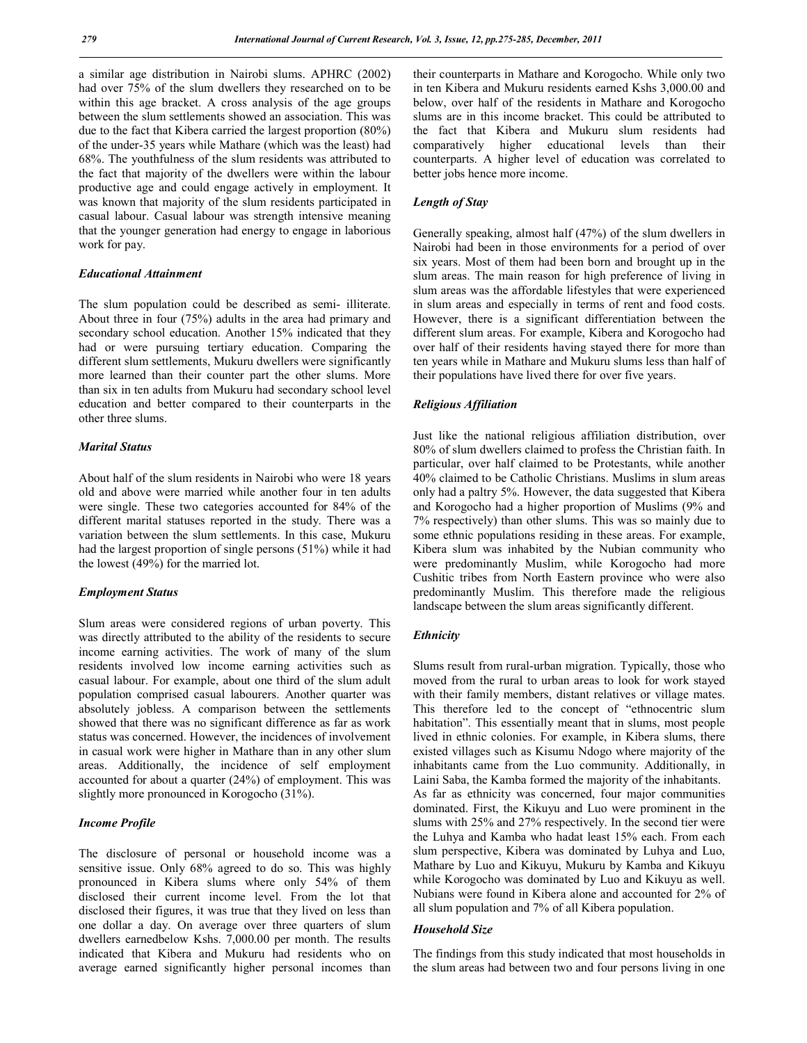a similar age distribution in Nairobi slums. APHRC (2002) had over 75% of the slum dwellers they researched on to be within this age bracket. A cross analysis of the age groups between the slum settlements showed an association. This was due to the fact that Kibera carried the largest proportion (80%) of the under-35 years while Mathare (which was the least) had 68%. The youthfulness of the slum residents was attributed to the fact that majority of the dwellers were within the labour productive age and could engage actively in employment. It was known that majority of the slum residents participated in casual labour. Casual labour was strength intensive meaning that the younger generation had energy to engage in laborious work for pay.

### *Educational Attainment*

The slum population could be described as semi- illiterate. About three in four (75%) adults in the area had primary and secondary school education. Another 15% indicated that they had or were pursuing tertiary education. Comparing the different slum settlements, Mukuru dwellers were significantly more learned than their counter part the other slums. More than six in ten adults from Mukuru had secondary school level education and better compared to their counterparts in the other three slums.

### *Marital Status*

About half of the slum residents in Nairobi who were 18 years old and above were married while another four in ten adults were single. These two categories accounted for 84% of the different marital statuses reported in the study. There was a variation between the slum settlements. In this case, Mukuru had the largest proportion of single persons (51%) while it had the lowest (49%) for the married lot.

### *Employment Status*

Slum areas were considered regions of urban poverty. This was directly attributed to the ability of the residents to secure income earning activities. The work of many of the slum residents involved low income earning activities such as casual labour. For example, about one third of the slum adult population comprised casual labourers. Another quarter was absolutely jobless. A comparison between the settlements showed that there was no significant difference as far as work status was concerned. However, the incidences of involvement in casual work were higher in Mathare than in any other slum areas. Additionally, the incidence of self employment accounted for about a quarter (24%) of employment. This was slightly more pronounced in Korogocho (31%).

### *Income Profile*

The disclosure of personal or household income was a sensitive issue. Only 68% agreed to do so. This was highly pronounced in Kibera slums where only 54% of them disclosed their current income level. From the lot that disclosed their figures, it was true that they lived on less than one dollar a day. On average over three quarters of slum dwellers earnedbelow Kshs. 7,000.00 per month. The results indicated that Kibera and Mukuru had residents who on average earned significantly higher personal incomes than their counterparts in Mathare and Korogocho. While only two in ten Kibera and Mukuru residents earned Kshs 3,000.00 and below, over half of the residents in Mathare and Korogocho slums are in this income bracket. This could be attributed to the fact that Kibera and Mukuru slum residents had comparatively higher educational levels than their counterparts. A higher level of education was correlated to better jobs hence more income.

### *Length of Stay*

Generally speaking, almost half (47%) of the slum dwellers in Nairobi had been in those environments for a period of over six years. Most of them had been born and brought up in the slum areas. The main reason for high preference of living in slum areas was the affordable lifestyles that were experienced in slum areas and especially in terms of rent and food costs. However, there is a significant differentiation between the different slum areas. For example, Kibera and Korogocho had over half of their residents having stayed there for more than ten years while in Mathare and Mukuru slums less than half of their populations have lived there for over five years.

### *Religious Affiliation*

Just like the national religious affiliation distribution, over 80% of slum dwellers claimed to profess the Christian faith. In particular, over half claimed to be Protestants, while another 40% claimed to be Catholic Christians. Muslims in slum areas only had a paltry 5%. However, the data suggested that Kibera and Korogocho had a higher proportion of Muslims (9% and 7% respectively) than other slums. This was so mainly due to some ethnic populations residing in these areas. For example, Kibera slum was inhabited by the Nubian community who were predominantly Muslim, while Korogocho had more Cushitic tribes from North Eastern province who were also predominantly Muslim. This therefore made the religious landscape between the slum areas significantly different.

### *Ethnicity*

Slums result from rural-urban migration. Typically, those who moved from the rural to urban areas to look for work stayed with their family members, distant relatives or village mates. This therefore led to the concept of "ethnocentric slum habitation". This essentially meant that in slums, most people lived in ethnic colonies. For example, in Kibera slums, there existed villages such as Kisumu Ndogo where majority of the inhabitants came from the Luo community. Additionally, in Laini Saba, the Kamba formed the majority of the inhabitants.

As far as ethnicity was concerned, four major communities dominated. First, the Kikuyu and Luo were prominent in the slums with 25% and 27% respectively. In the second tier were the Luhya and Kamba who hadat least 15% each. From each slum perspective, Kibera was dominated by Luhya and Luo, Mathare by Luo and Kikuyu, Mukuru by Kamba and Kikuyu while Korogocho was dominated by Luo and Kikuyu as well. Nubians were found in Kibera alone and accounted for 2% of all slum population and 7% of all Kibera population.

### *Household Size*

The findings from this study indicated that most households in the slum areas had between two and four persons living in one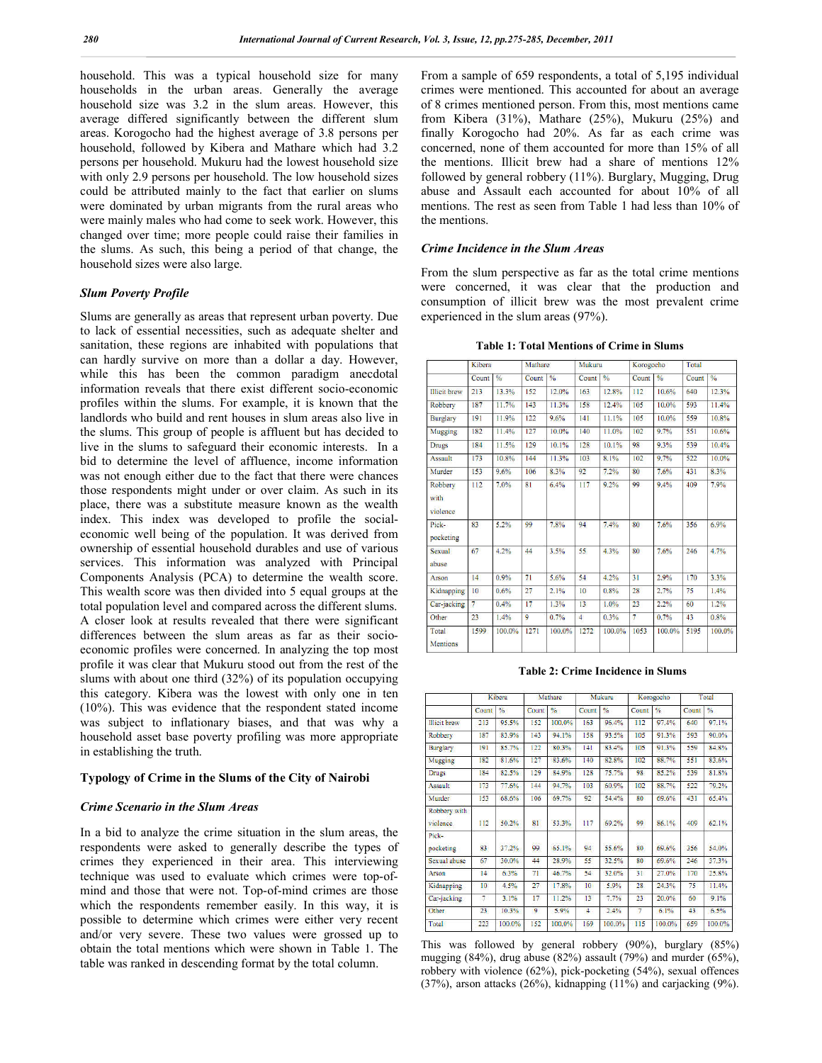household. This was a typical household size for many households in the urban areas. Generally the average household size was 3.2 in the slum areas. However, this average differed significantly between the different slum areas. Korogocho had the highest average of 3.8 persons per household, followed by Kibera and Mathare which had 3.2 persons per household. Mukuru had the lowest household size with only 2.9 persons per household. The low household sizes could be attributed mainly to the fact that earlier on slums were dominated by urban migrants from the rural areas who were mainly males who had come to seek work. However, this changed over time; more people could raise their families in the slums. As such, this being a period of that change, the household sizes were also large.

### *Slum Poverty Profile*

Slums are generally as areas that represent urban poverty. Due to lack of essential necessities, such as adequate shelter and sanitation, these regions are inhabited with populations that can hardly survive on more than a dollar a day. However, while this has been the common paradigm anecdotal information reveals that there exist different socio-economic profiles within the slums. For example, it is known that the landlords who build and rent houses in slum areas also live in the slums. This group of people is affluent but has decided to live in the slums to safeguard their economic interests. In a bid to determine the level of affluence, income information was not enough either due to the fact that there were chances those respondents might under or over claim. As such in its place, there was a substitute measure known as the wealth index. This index was developed to profile the social-economic well being of the population. It was derived from ownership of essential household durables and use of various services. This information was analyzed with Principal Components Analysis (PCA) to determine the wealth score. This wealth score was then divided into 5 equal groups at the total population level and compared across the different slums. A closer look at results revealed that there were significant differences between the slum areas as far as their socio-economic profiles were concerned. In analyzing the top most profile it was clear that Mukuru stood out from the rest of the slums with about one third (32%) of its population occupying this category. Kibera was the lowest with only one in ten (10%). This was evidence that the respondent stated income was subject to inflationary biases, and that was why a household asset base poverty profiling was more appropriate in establishing the truth.

## Typology of Crime in the Slums of the City of Nairobi

### *Crime Scenario in the Slum Areas*

In a bid to analyze the crime situation in the slum areas, the respondents were asked to generally describe the types of crimes they experienced in their area. This interviewing technique was used to evaluate which crimes were top-of-mind and those that were not. Top-of-mind crimes are those which the respondents remember easily. In this way, it is possible to determine which crimes were either very recent and/or very severe. These two values were grossed up to obtain the total mentions which were shown in Table 1. The table was ranked in descending format by the total column.

From a sample of 659 respondents, a total of 5,195 individual crimes were mentioned. This accounted for about an average of 8 crimes mentioned per person. From this, most mentions came from Kibera (31%), Mathare (25%), Mukuru (25%) and finally Korogocho had 20%. As far as each crime was concerned, none of them accounted for more than 15% of all the mentions. Illicit brew had a share of mentions 12% followed by general robbery (11%). Burglary, Mugging, Drug abuse and Assault each accounted for about 10% of all mentions. The rest as seen from Table 1 had less than 10% of the mentions.

### *Crime Incidence in the Slum Areas*

From the slum perspective as far as the total crime mentions were concerned, it was clear that the production and consumption of illicit brew was the most prevalent crime experienced in the slum areas (97%).

**Table 1: Total Mentions of Crime in Slums**

| | Kibera | | Mathare | | Mukuru | | Korogocho | | Total | |
|---|---|---|---|---|---|---|---|---|---|---|
| | Count | % | Count | % | Count | % | Count | % | Count | % |
| Illicit brew | 213 | 13.3% | 152 | 12.0% | 163 | 12.8% | 112 | 10.6% | 640 | 12.3% |
| Robbery | 187 | 11.7% | 143 | 11.3% | 158 | 12.4% | 105 | 10.0% | 593 | 11.4% |
| Burglary | 191 | 11.9% | 122 | 9.6% | 141 | 11.1% | 105 | 10.0% | 559 | 10.8% |
| Mugging | 182 | 11.4% | 127 | 10.0% | 140 | 11.0% | 102 | 9.7% | 551 | 10.6% |
| Drugs | 184 | 11.5% | 129 | 10.1% | 128 | 10.1% | 98 | 9.3% | 539 | 10.4% |
| Assault | 173 | 10.8% | 144 | 11.3% | 103 | 8.1% | 102 | 9.7% | 522 | 10.0% |
| Murder | 153 | 9.6% | 106 | 8.3% | 92 | 7.2% | 80 | 7.6% | 431 | 8.3% |
| Robbery with violence | 112 | 7.0% | 81 | 6.4% | 117 | 9.2% | 99 | 9.4% | 409 | 7.9% |
| Pick-pocketing | 83 | 5.2% | 99 | 7.8% | 94 | 7.4% | 80 | 7.6% | 356 | 6.9% |
| Sexual abuse | 67 | 4.2% | 44 | 3.5% | 55 | 4.3% | 80 | 7.6% | 246 | 4.7% |
| Arson | 14 | 0.9% | 71 | 5.6% | 54 | 4.2% | 31 | 2.9% | 170 | 3.3% |
| Kidnapping | 10 | 0.6% | 27 | 2.1% | 10 | 0.8% | 28 | 2.7% | 75 | 1.4% |
| Car-jacking | 7 | 0.4% | 17 | 1.3% | 13 | 1.0% | 23 | 2.2% | 60 | 1.2% |
| Other | 23 | 1.4% | 9 | 0.7% | 4 | 0.3% | 7 | 0.7% | 43 | 0.8% |
| Total Mentions | 1599 | 100.0% | 1271 | 100.0% | 1272 | 100.0% | 1053 | 100.0% | 5195 | 100.0% |

**Table 2: Crime Incidence in Slums**

| | Kibera | | Mathare | | Mukuru | | Korogocho | | Total | |
|---|---|---|---|---|---|---|---|---|---|---|
| | Count | % | Count | % | Count | % | Count | % | Count | % |
| Illicit brew | 213 | 95.5% | 152 | 100.0% | 163 | 96.4% | 112 | 97.4% | 640 | 97.1% |
| Robbery | 187 | 83.9% | 143 | 94.1% | 158 | 93.5% | 105 | 91.3% | 593 | 90.0% |
| Burglary | 191 | 85.7% | 122 | 80.3% | 141 | 83.4% | 105 | 91.3% | 559 | 84.8% |
| Mugging | 182 | 81.6% | 127 | 83.6% | 140 | 82.8% | 102 | 88.7% | 551 | 83.6% |
| Drugs | 184 | 82.5% | 129 | 84.9% | 128 | 75.7% | 98 | 85.2% | 539 | 81.8% |
| Assault | 173 | 77.6% | 144 | 94.7% | 103 | 60.9% | 102 | 88.7% | 522 | 79.2% |
| Murder | 153 | 68.6% | 106 | 69.7% | 92 | 54.4% | 80 | 69.6% | 431 | 65.4% |
| Robbery with violence | 112 | 50.2% | 81 | 53.3% | 117 | 69.2% | 99 | 86.1% | 409 | 62.1% |
| Pick-pocketing | 83 | 37.2% | 99 | 65.1% | 94 | 55.6% | 80 | 69.6% | 356 | 54.0% |
| Sexual abuse | 67 | 30.0% | 44 | 28.9% | 55 | 32.5% | 80 | 69.6% | 246 | 37.3% |
| Arson | 14 | 6.3% | 71 | 46.7% | 54 | 32.0% | 31 | 27.0% | 170 | 25.8% |
| Kidnapping | 10 | 4.5% | 27 | 17.8% | 10 | 5.9% | 28 | 24.3% | 75 | 11.4% |
| Car-jacking | 7 | 3.1% | 17 | 11.2% | 13 | 7.7% | 23 | 20.0% | 60 | 9.1% |
| Other | 23 | 10.3% | 9 | 5.9% | 4 | 2.4% | 7 | 6.1% | 43 | 6.5% |
| Total | 223 | 100.0% | 152 | 100.0% | 169 | 100.0% | 115 | 100.0% | 659 | 100.0% |

This was followed by general robbery (90%), burglary (85%) mugging (84%), drug abuse (82%) assault (79%) and murder (65%), robbery with violence (62%), pick-pocketing (54%), sexual offences (37%), arson attacks (26%), kidnapping (11%) and carjacking (9%).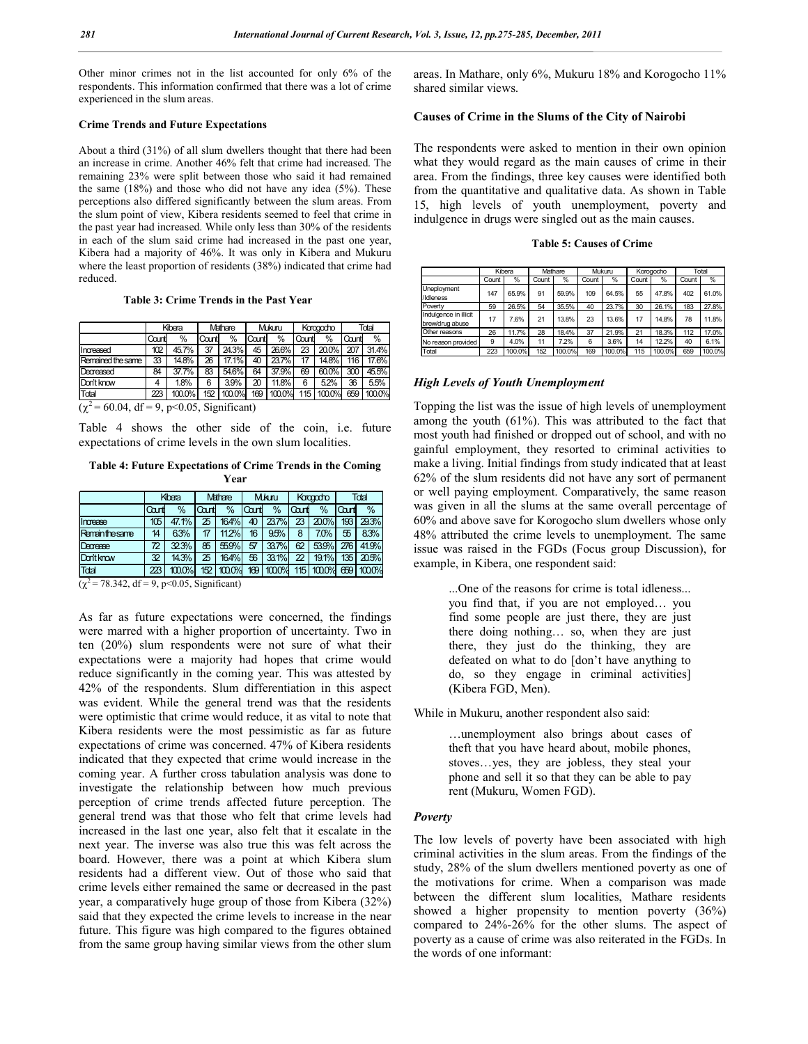Other minor crimes not in the list accounted for only 6% of the respondents. This information confirmed that there was a lot of crime experienced in the slum areas.

### Crime Trends and Future Expectations

About a third (31%) of all slum dwellers thought that there had been an increase in crime. Another 46% felt that crime had increased. The remaining 23% were split between those who said it had remained the same (18%) and those who did not have any idea (5%). These perceptions also differed significantly between the slum areas. From the slum point of view, Kibera residents seemed to feel that crime in the past year had increased. While only less than 30% of the residents in each of the slum said crime had increased in the past one year, Kibera had a majority of 46%. It was only in Kibera and Mukuru where the least proportion of residents (38%) indicated that crime had reduced.

**Table 3: Crime Trends in the Past Year**

| | Kibera | | Mathare | | Mukuru | | Korogocho | | Total | |
|---|---|---|---|---|---|---|---|---|---|---|
| | Count | % | Count | % | Count | % | Count | % | Count | % |
| Increased | 102 | 45.7% | 37 | 24.3% | 45 | 26.6% | 23 | 20.0% | 207 | 31.4% |
| Remained the same | 33 | 14.8% | 26 | 17.1% | 40 | 23.7% | 17 | 14.8% | 116 | 17.6% |
| Decreased | 84 | 37.7% | 83 | 54.6% | 64 | 37.9% | 69 | 60.0% | 300 | 45.5% |
| Don't know | 4 | 1.8% | 6 | 3.9% | 20 | 11.8% | 6 | 5.2% | 36 | 5.5% |
| Total | 223 | 100.0% | 152 | 100.0% | 169 | 100.0% | 115 | 100.0% | 659 | 100.0% |

($\chi^2 = 60.04$, df = 9, $p<0.05$, Significant)

Table 4 shows the other side of the coin, i.e. future expectations of crime levels in the own slum localities.

**Table 4: Future Expectations of Crime Trends in the Coming Year**

| | Kibera | | Mathare | | Mukuru | | Korogocho | | Total | |
|---|---|---|---|---|---|---|---|---|---|---|
| | Count | % | Count | % | Count | % | Count | % | Count | % |
| Increase | 105 | 47.1% | 25 | 16.4% | 40 | 23.7% | 23 | 20.0% | 193 | 29.3% |
| Remain the same | 14 | 6.3% | 17 | 11.2% | 16 | 9.5% | 8 | 7.0% | 55 | 8.3% |
| Decrease | 72 | 32.3% | 85 | 55.9% | 57 | 33.7% | 62 | 53.9% | 276 | 41.9% |
| Don't know | 32 | 14.3% | 25 | 16.4% | 56 | 33.1% | 22 | 19.1% | 135 | 20.5% |
| Total | 223 | 100.0% | 152 | 100.0% | 169 | 100.0% | 115 | 100.0% | 659 | 100.0% |

($\chi^2 = 78.342$, df = 9, $p<0.05$, Significant)

As far as future expectations were concerned, the findings were marred with a higher proportion of uncertainty. Two in ten (20%) slum respondents were not sure of what their expectations were a majority had hopes that crime would reduce significantly in the coming year. This was attested by 42% of the respondents. Slum differentiation in this aspect was evident. While the general trend was that the residents were optimistic that crime would reduce, it as vital to note that Kibera residents were the most pessimistic as far as future expectations of crime was concerned. 47% of Kibera residents indicated that they expected that crime would increase in the coming year. A further cross tabulation analysis was done to investigate the relationship between how much previous perception of crime trends affected future perception. The general trend was that those who felt that crime levels had increased in the last one year, also felt that it escalate in the next year. The inverse was also true this was felt across the board. However, there was a point at which Kibera slum residents had a different view. Out of those who said that crime levels either remained the same or decreased in the past year, a comparatively huge group of those from Kibera (32%) said that they expected the crime levels to increase in the near future. This figure was high compared to the figures obtained from the same group having similar views from the other slum areas. In Mathare, only 6%, Mukuru 18% and Korogocho 11% shared similar views.

### Causes of Crime in the Slums of the City of Nairobi

The respondents were asked to mention in their own opinion what they would regard as the main causes of crime in their area. From the findings, three key causes were identified both from the quantitative and qualitative data. As shown in Table 15, high levels of youth unemployment, poverty and indulgence in drugs were singled out as the main causes.

**Table 5: Causes of Crime**

| | Kibera | | Mathare | | Mukuru | | Korogocho | | Total | |
|---|---|---|---|---|---|---|---|---|---|---|
| | Count | % | Count | % | Count | % | Count | % | Count | % |
| Unemployment /Idleness | 147 | 65.9% | 91 | 59.9% | 109 | 64.5% | 55 | 47.8% | 402 | 61.0% |
| Poverty | 59 | 26.5% | 54 | 35.5% | 40 | 23.7% | 30 | 26.1% | 183 | 27.8% |
| Indulgence in illicit brew/drug abuse | 17 | 7.6% | 21 | 13.8% | 23 | 13.6% | 17 | 14.8% | 78 | 11.8% |
| Other reasons | 26 | 11.7% | 28 | 18.4% | 37 | 21.9% | 21 | 18.3% | 112 | 17.0% |
| No reason provided | 9 | 4.0% | 11 | 7.2% | 6 | 3.6% | 14 | 12.2% | 40 | 6.1% |
| Total | 223 | 100.0% | 152 | 100.0% | 169 | 100.0% | 115 | 100.0% | 659 | 100.0% |

### *High Levels of Youth Unemployment*

Topping the list was the issue of high levels of unemployment among the youth (61%). This was attributed to the fact that most youth had finished or dropped out of school, and with no gainful employment, they resorted to criminal activities to make a living. Initial findings from study indicated that at least 62% of the slum residents did not have any sort of permanent or well paying employment. Comparatively, the same reason was given in all the slums at the same overall percentage of 60% and above save for Korogocho slum dwellers whose only 48% attributed the crime levels to unemployment. The same issue was raised in the FGDs (Focus group Discussion), for example, in Kibera, one respondent said:

> ...One of the reasons for crime is total idleness... you find that, if you are not employed… you find some people are just there, they are just there doing nothing… so, when they are just there, they just do the thinking, they are defeated on what to do [don't have anything to do, so they engage in criminal activities] (Kibera FGD, Men).

While in Mukuru, another respondent also said:

> …unemployment also brings about cases of theft that you have heard about, mobile phones, stoves…yes, they are jobless, they steal your phone and sell it so that they can be able to pay rent (Mukuru, Women FGD).

### *Poverty*

The low levels of poverty have been associated with high criminal activities in the slum areas. From the findings of the study, 28% of the slum dwellers mentioned poverty as one of the motivations for crime. When a comparison was made between the different slum localities, Mathare residents showed a higher propensity to mention poverty (36%) compared to 24%-26% for the other slums. The aspect of poverty as a cause of crime was also reiterated in the FGDs. In the words of one informant: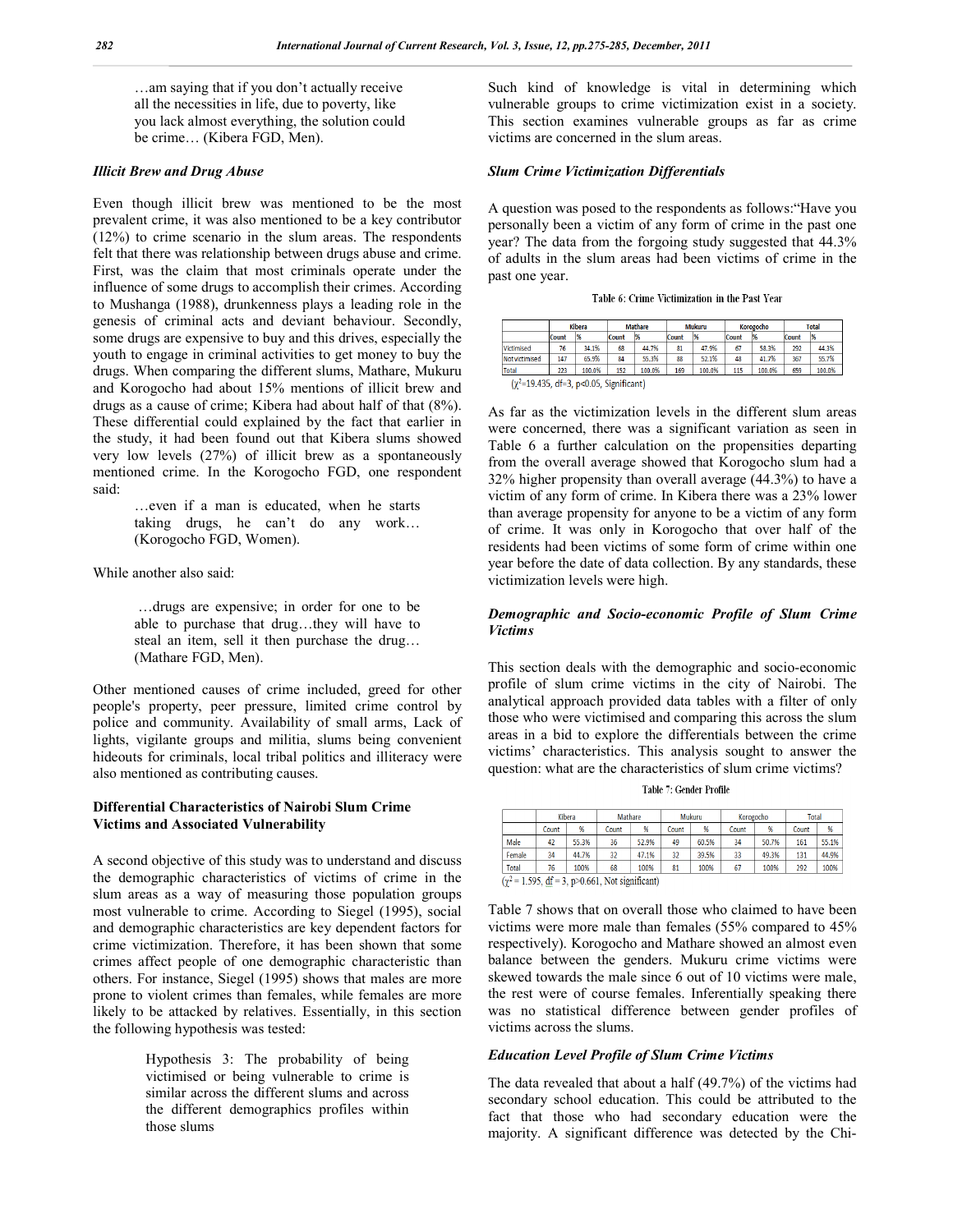…am saying that if you don't actually receive all the necessities in life, due to poverty, like you lack almost everything, the solution could be crime… (Kibera FGD, Men).

### *Illicit Brew and Drug Abuse*

Even though illicit brew was mentioned to be the most prevalent crime, it was also mentioned to be a key contributor (12%) to crime scenario in the slum areas. The respondents felt that there was relationship between drugs abuse and crime. First, was the claim that most criminals operate under the influence of some drugs to accomplish their crimes. According to Mushanga (1988), drunkenness plays a leading role in the genesis of criminal acts and deviant behaviour. Secondly, some drugs are expensive to buy and this drives, especially the youth to engage in criminal activities to get money to buy the drugs. When comparing the different slums, Mathare, Mukuru and Korogocho had about 15% mentions of illicit brew and drugs as a cause of crime; Kibera had about half of that (8%). These differential could explained by the fact that earlier in the study, it had been found out that Kibera slums showed very low levels (27%) of illicit brew as a spontaneously mentioned crime. In the Korogocho FGD, one respondent said:

> …even if a man is educated, when he starts taking drugs, he can't do any work… (Korogocho FGD, Women).

While another also said:

> …drugs are expensive; in order for one to be able to purchase that drug…they will have to steal an item, sell it then purchase the drug… (Mathare FGD, Men).

Other mentioned causes of crime included, greed for other people's property, peer pressure, limited crime control by police and community. Availability of small arms, Lack of lights, vigilante groups and militia, slums being convenient hideouts for criminals, local tribal politics and illiteracy were also mentioned as contributing causes.

## Differential Characteristics of Nairobi Slum Crime Victims and Associated Vulnerability

A second objective of this study was to understand and discuss the demographic characteristics of victims of crime in the slum areas as a way of measuring those population groups most vulnerable to crime. According to Siegel (1995), social and demographic characteristics are key dependent factors for crime victimization. Therefore, it has been shown that some crimes affect people of one demographic characteristic than others. For instance, Siegel (1995) shows that males are more prone to violent crimes than females, while females are more likely to be attacked by relatives. Essentially, in this section the following hypothesis was tested:

> Hypothesis 3: The probability of being victimised or being vulnerable to crime is similar across the different slums and across the different demographics profiles within those slums

Such kind of knowledge is vital in determining which vulnerable groups to crime victimization exist in a society. This section examines vulnerable groups as far as crime victims are concerned in the slum areas.

### *Slum Crime Victimization Differentials*

A question was posed to the respondents as follows:"Have you personally been a victim of any form of crime in the past one year? The data from the forgoing study suggested that 44.3% of adults in the slum areas had been victims of crime in the past one year.

Table 6: Crime Victimization in the Past Year

| | Kibera | | Mathare | | Mukuru | | Korogocho | | Total | |
|---|---|---|---|---|---|---|---|---|---|---|
| | Count | % | Count | % | Count | % | Count | % | Count | % |
| Victimised | 76 | 34.1% | 68 | 44.7% | 81 | 47.9% | 67 | 58.3% | 292 | 44.3% |
| Not victimised | 147 | 65.9% | 84 | 55.3% | 88 | 52.1% | 48 | 41.7% | 367 | 55.7% |
| Total | 223 | 100.0% | 152 | 100.0% | 169 | 100.0% | 115 | 100.0% | 659 | 100.0% |

($\chi^2$=19.435, df=3, $p<0.05$, Significant)

As far as the victimization levels in the different slum areas were concerned, there was a significant variation as seen in Table 6 a further calculation on the propensities departing from the overall average showed that Korogocho slum had a 32% higher propensity than overall average (44.3%) to have a victim of any form of crime. In Kibera there was a 23% lower than average propensity for anyone to be a victim of any form of crime. It was only in Korogocho that over half of the residents had been victims of some form of crime within one year before the date of data collection. By any standards, these victimization levels were high.

### *Demographic and Socio-economic Profile of Slum Crime Victims*

This section deals with the demographic and socio-economic profile of slum crime victims in the city of Nairobi. The analytical approach provided data tables with a filter of only those who were victimised and comparing this across the slum areas in a bid to explore the differentials between the crime victims' characteristics. This analysis sought to answer the question: what are the characteristics of slum crime victims?

Table 7: Gender Profile

| | Kibera | | Mathare | | Mukuru | | Korogocho | | Total | |
|---|---|---|---|---|---|---|---|---|---|---|
| | Count | % | Count | % | Count | % | Count | % | Count | % |
| Male | 42 | 55.3% | 36 | 52.9% | 49 | 60.5% | 34 | 50.7% | 161 | 55.1% |
| Female | 34 | 44.7% | 32 | 47.1% | 32 | 39.5% | 33 | 49.3% | 131 | 44.9% |
| Total | 76 | 100% | 68 | 100% | 81 | 100% | 67 | 100% | 292 | 100% |

($\chi^2$ = 1.595, df = 3, $p>0.661$, Not significant)

Table 7 shows that on overall those who claimed to have been victims were more male than females (55% compared to 45% respectively). Korogocho and Mathare showed an almost even balance between the genders. Mukuru crime victims were skewed towards the male since 6 out of 10 victims were male, the rest were of course females. Inferentially speaking there was no statistical difference between gender profiles of victims across the slums.

### *Education Level Profile of Slum Crime Victims*

The data revealed that about a half (49.7%) of the victims had secondary school education. This could be attributed to the fact that those who had secondary education were the majority. A significant difference was detected by the Chi-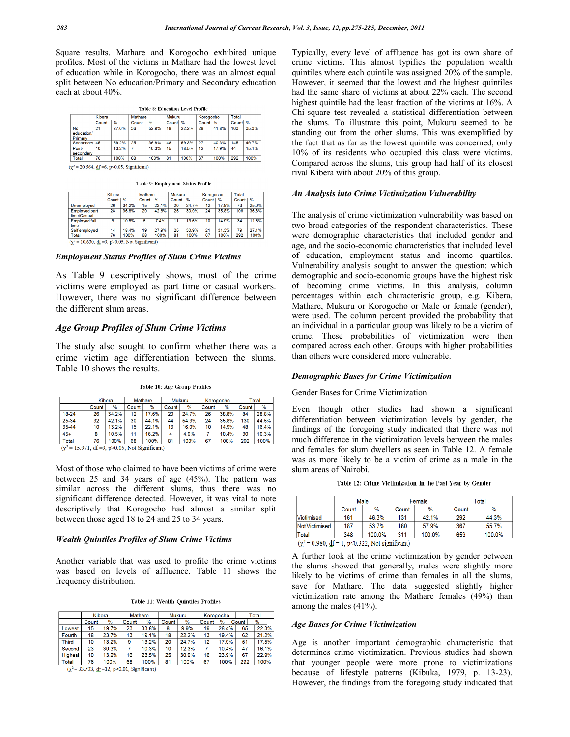Square results. Mathare and Korogocho exhibited unique profiles. Most of the victims in Mathare had the lowest level of education while in Korogocho, there was an almost equal split between No education/Primary and Secondary education each at about 40%.

**Table 8: Education Level Profile**

| | Kibera | | Mathare | | Mukuru | | Korogocho | | Total | |
|---|---|---|---|---|---|---|---|---|---|---|
| | Count | % | Count | % | Count | % | Count | % | Count | % |
| No education/ Primary | 21 | 27.6% | 36 | 52.9% | 18 | 22.2% | 28 | 41.8% | 103 | 35.3% |
| Secondary | 45 | 59.2% | 25 | 36.8% | 48 | 59.3% | 27 | 40.3% | 145 | 49.7% |
| Post-secondary | 10 | 13.2% | 7 | 10.3% | 15 | 18.5% | 12 | 17.9% | 44 | 15.1% |
| Total | 76 | 100% | 68 | 100% | 81 | 100% | 67 | 100% | 292 | 100% |

($\chi^2$ = 20.564, df =6, $p<0.05$, Significant)

**Table 9: Employment Status Profile**

| | Kibera | | Mathare | | Mukuru | | Korogocho | | Total | |
|---|---|---|---|---|---|---|---|---|---|---|
| | Count | % | Count | % | Count | % | Count | % | Count | % |
| Unemployed | 26 | 34.2% | 15 | 22.1% | 20 | 24.7% | 12 | 17.9% | 73 | 25.0% |
| Employed part time/Casual | 28 | 36.8% | 29 | 42.6% | 25 | 30.9% | 24 | 35.8% | 106 | 36.3% |
| Employed full time | 8 | 10.5% | 5 | 7.4% | 11 | 13.6% | 10 | 14.9% | 34 | 11.6% |
| Self employed | 14 | 18.4% | 19 | 27.9% | 25 | 30.9% | 21 | 31.3% | 79 | 27.1% |
| Total | 76 | 100% | 68 | 100% | 81 | 100% | 67 | 100% | 292 | 100% |

($\chi^2$ = 10.630, df =9, $p>0.05$, Not Significant)

### *Employment Status Profiles of Slum Crime Victims*

As Table 9 descriptively shows, most of the crime victims were employed as part time or casual workers. However, there was no significant difference between the different slum areas.

### *Age Group Profiles of Slum Crime Victims*

The study also sought to confirm whether there was a crime victim age differentiation between the slums. Table 10 shows the results.

**Table 10: Age Group Profiles**

| | Kibera | | Mathare | | Mukuru | | Korogocho | | Total | |
|---|---|---|---|---|---|---|---|---|---|---|
| | Count | % | Count | % | Count | % | Count | % | Count | % |
| 18-24 | 26 | 34.2% | 12 | 17.6% | 20 | 24.7% | 26 | 38.8% | 84 | 28.8% |
| 25-34 | 32 | 42.1% | 30 | 44.1% | 44 | 54.3% | 24 | 35.8% | 130 | 44.5% |
| 35-44 | 10 | 13.2% | 15 | 22.1% | 13 | 16.0% | 10 | 14.9% | 48 | 16.4% |
| 45+ | 8 | 10.5% | 11 | 16.2% | 4 | 4.9% | 7 | 10.4% | 30 | 10.3% |
| Total | 76 | 100% | 68 | 100% | 81 | 100% | 67 | 100% | 292 | 100% |

($\chi^2$ = 15.971, df =9, $p>0.05$, Not Significant)

Most of those who claimed to have been victims of crime were between 25 and 34 years of age (45%). The pattern was similar across the different slums, thus there was no significant difference detected. However, it was vital to note descriptively that Korogocho had almost a similar split between those aged 18 to 24 and 25 to 34 years.

### *Wealth Quintiles Profiles of Slum Crime Victims*

Another variable that was used to profile the crime victims was based on levels of affluence. Table 11 shows the frequency distribution.

**Table 11: Wealth Quintiles Profiles**

| | Kibera | | Mathare | | Mukuru | | Korogocho | | Total | |
|---|---|---|---|---|---|---|---|---|---|---|
| | Count | % | Count | % | Count | % | Count | % | Count | % |
| Lowest | 15 | 19.7% | 23 | 33.8% | 8 | 9.9% | 19 | 28.4% | 65 | 22.3% |
| Fourth | 18 | 23.7% | 13 | 19.1% | 18 | 22.2% | 13 | 19.4% | 62 | 21.2% |
| Third | 10 | 13.2% | 9 | 13.2% | 20 | 24.7% | 12 | 17.9% | 51 | 17.5% |
| Second | 23 | 30.3% | 7 | 10.3% | 10 | 12.3% | 7 | 10.4% | 47 | 16.1% |
| Highest | 10 | 13.2% | 16 | 23.5% | 25 | 30.9% | 16 | 23.9% | 67 | 22.9% |
| Total | 76 | 100% | 68 | 100% | 81 | 100% | 67 | 100% | 292 | 100% |

($\chi^2$ = 33.793, df =12, $p<0.01$, Significant)

Typically, every level of affluence has got its own share of crime victims. This almost typifies the population wealth quintiles where each quintile was assigned 20% of the sample. However, it seemed that the lowest and the highest quintiles had the same share of victims at about 22% each. The second highest quintile had the least fraction of the victims at 16%. A Chi-square test revealed a statistical differentiation between the slums. To illustrate this point, Mukuru seemed to be standing out from the other slums. This was exemplified by the fact that as far as the lowest quintile was concerned, only 10% of its residents who occupied this class were victims. Compared across the slums, this group had half of its closest rival Kibera with about 20% of this group.

### *An Analysis into Crime Victimization Vulnerability*

The analysis of crime victimization vulnerability was based on two broad categories of the respondent characteristics. These were demographic characteristics that included gender and age, and the socio-economic characteristics that included level of education, employment status and income quartiles. Vulnerability analysis sought to answer the question: which demographic and socio-economic groups have the highest risk of becoming crime victims. In this analysis, column percentages within each characteristic group, e.g. Kibera, Mathare, Mukuru or Korogocho or Male or female (gender), were used. The column percent provided the probability that an individual in a particular group was likely to be a victim of crime. These probabilities of victimization were then compared across each other. Groups with higher probabilities than others were considered more vulnerable.

### *Demographic Bases for Crime Victimization*

Gender Bases for Crime Victimization

Even though other studies had shown a significant differentiation between victimization levels by gender, the findings of the foregoing study indicated that there was not much difference in the victimization levels between the males and females for slum dwellers as seen in Table 12. A female was as more likely to be a victim of crime as a male in the slum areas of Nairobi.

**Table 12: Crime Victimization in the Past Year by Gender**

| | Male | | Female | | Total | |
|---|---|---|---|---|---|---|
| | Count | % | Count | % | Count | % |
| Victimised | 161 | 46.3% | 131 | 42.1% | 292 | 44.3% |
| Not Victimised | 187 | 53.7% | 180 | 57.9% | 367 | 55.7% |
| Total | 348 | 100.0% | 311 | 100.0% | 659 | 100.0% |

($\chi^2$ = 0.980, df = 1, $p<0.322$, Not significant)

A further look at the crime victimization by gender between the slums showed that generally, males were slightly more likely to be victims of crime than females in all the slums, save for Mathare. The data suggested slightly higher victimization rate among the Mathare females (49%) than among the males (41%).

### *Age Bases for Crime Victimization*

Age is another important demographic characteristic that determines crime victimization. Previous studies had shown that younger people were more prone to victimizations because of lifestyle patterns (Kibuka, 1979, p. 13-23). However, the findings from the foregoing study indicated that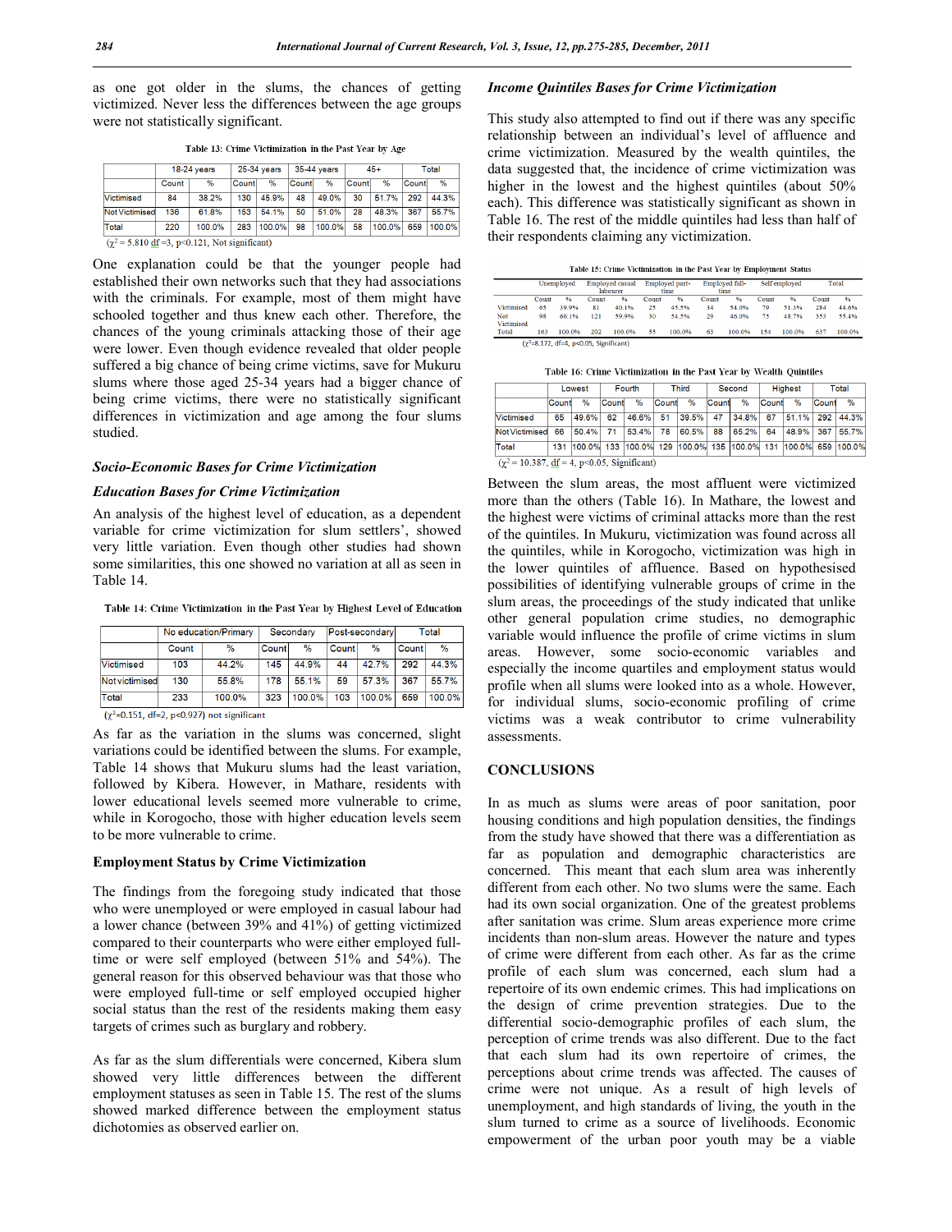as one got older in the slums, the chances of getting victimized. Never less the differences between the age groups were not statistically significant.

Table 13: Crime Victimization in the Past Year by Age

| | 18-24 years | | 25-34 years | | 35-44 years | | 45+ | | Total | |
|---|---|---|---|---|---|---|---|---|---|---|
| | Count | % | Count | % | Count | % | Count | % | Count | % |
| Victimised | 84 | 38.2% | 130 | 45.9% | 48 | 49.0% | 30 | 51.7% | 292 | 44.3% |
| Not Victimised | 136 | 61.8% | 153 | 54.1% | 50 | 51.0% | 28 | 48.3% | 367 | 55.7% |
| Total | 220 | 100.0% | 283 | 100.0% | 98 | 100.0% | 58 | 100.0% | 659 | 100.0% |

($\chi^2$ = 5.810 df =3, p<0.121, Not significant)

One explanation could be that the younger people had established their own networks such that they had associations with the criminals. For example, most of them might have schooled together and thus knew each other. Therefore, the chances of the young criminals attacking those of their age were lower. Even though evidence revealed that older people suffered a big chance of being crime victims, save for Mukuru slums where those aged 25-34 years had a bigger chance of being crime victims, there were no statistically significant differences in victimization and age among the four slums studied.

### *Socio-Economic Bases for Crime Victimization*

### *Education Bases for Crime Victimization*

An analysis of the highest level of education, as a dependent variable for crime victimization for slum settlers', showed very little variation. Even though other studies had shown some similarities, this one showed no variation at all as seen in Table 14.

Table 14: Crime Victimization in the Past Year by Highest Level of Education

| | No education/Primary | | Secondary | | Post-secondary | | Total | |
|---|---|---|---|---|---|---|---|---|
| | Count | % | Count | % | Count | % | Count | % |
| Victimised | 103 | 44.2% | 145 | 44.9% | 44 | 42.7% | 292 | 44.3% |
| Not victimised | 130 | 55.8% | 178 | 55.1% | 59 | 57.3% | 367 | 55.7% |
| Total | 233 | 100.0% | 323 | 100.0% | 103 | 100.0% | 659 | 100.0% |

($\chi^2$=0.151, df=2, p<0.927) not significant

As far as the variation in the slums was concerned, slight variations could be identified between the slums. For example, Table 14 shows that Mukuru slums had the least variation, followed by Kibera. However, in Mathare, residents with lower educational levels seemed more vulnerable to crime, while in Korogocho, those with higher education levels seem to be more vulnerable to crime.

### Employment Status by Crime Victimization

The findings from the foregoing study indicated that those who were unemployed or were employed in casual labour had a lower chance (between 39% and 41%) of getting victimized compared to their counterparts who were either employed full-time or were self employed (between 51% and 54%). The general reason for this observed behaviour was that those who were employed full-time or self employed occupied higher social status than the rest of the residents making them easy targets of crimes such as burglary and robbery.

As far as the slum differentials were concerned, Kibera slum showed very little differences between the different employment statuses as seen in Table 15. The rest of the slums showed marked difference between the employment status dichotomies as observed earlier on.

### *Income Quintiles Bases for Crime Victimization*

This study also attempted to find out if there was any specific relationship between an individual's level of affluence and crime victimization. Measured by the wealth quintiles, the data suggested that, the incidence of crime victimization was higher in the lowest and the highest quintiles (about 50% each). This difference was statistically significant as shown in Table 16. The rest of the middle quintiles had less than half of their respondents claiming any victimization.

Table 15: Crime Victimization in the Past Year by Employment Status

| | Unemployed | | Employed casual labourer | | Employed part-time | | Employed full-time | | Self employed | | Total | |
|---|---|---|---|---|---|---|---|---|---|---|---|---|
| | Count | % | Count | % | Count | % | Count | % | Count | % | Count | % |
| Victimised | 65 | 39.9% | 81 | 40.1% | 25 | 45.5% | 34 | 54.0% | 79 | 51.3% | 284 | 44.6% |
| Not Victimised | 98 | 60.1% | 121 | 59.9% | 30 | 54.5% | 29 | 46.0% | 75 | 48.7% | 353 | 55.4% |
| Total | 163 | 100.0% | 202 | 100.0% | 55 | 100.0% | 63 | 100.0% | 154 | 100.0% | 637 | 100.0% |

($\chi^2$=8.172, df=4, p<0.05, Significant)

Table 16: Crime Victimization in the Past Year by Wealth Quintiles

| | Lowest | | Fourth | | Third | | Second | | Highest | | Total | |
|---|---|---|---|---|---|---|---|---|---|---|---|---|
| | Count | % | Count | % | Count | % | Count | % | Count | % | Count | % |
| Victimised | 65 | 49.6% | 62 | 46.6% | 51 | 39.5% | 47 | 34.8% | 67 | 51.1% | 292 | 44.3% |
| Not Victimised | 66 | 50.4% | 71 | 53.4% | 78 | 60.5% | 88 | 65.2% | 64 | 48.9% | 367 | 55.7% |
| Total | 131 | 100.0% | 133 | 100.0% | 129 | 100.0% | 135 | 100.0% | 131 | 100.0% | 659 | 100.0% |

($\chi^2$ = 10.387, df = 4, p<0.05, Significant)

Between the slum areas, the most affluent were victimized more than the others (Table 16). In Mathare, the lowest and the highest were victims of criminal attacks more than the rest of the quintiles. In Mukuru, victimization was found across all the quintiles, while in Korogocho, victimization was high in the lower quintiles of affluence. Based on hypothesised possibilities of identifying vulnerable groups of crime in the slum areas, the proceedings of the study indicated that unlike other general population crime studies, no demographic variable would influence the profile of crime victims in slum areas. However, some socio-economic variables and especially the income quartiles and employment status would profile when all slums were looked into as a whole. However, for individual slums, socio-economic profiling of crime victims was a weak contributor to crime vulnerability assessments.

## CONCLUSIONS

In as much as slums were areas of poor sanitation, poor housing conditions and high population densities, the findings from the study have showed that there was a differentiation as far as population and demographic characteristics are concerned. This meant that each slum area was inherently different from each other. No two slums were the same. Each had its own social organization. One of the greatest problems after sanitation was crime. Slum areas experience more crime incidents than non-slum areas. However the nature and types of crime were different from each other. As far as the crime profile of each slum was concerned, each slum had a repertoire of its own endemic crimes. This had implications on the design of crime prevention strategies. Due to the differential socio-demographic profiles of each slum, the perception of crime trends was also different. Due to the fact that each slum had its own repertoire of crimes, the perceptions about crime trends was affected. The causes of crime were not unique. As a result of high levels of unemployment, and high standards of living, the youth in the slum turned to crime as a source of livelihoods. Economic empowerment of the urban poor youth may be a viable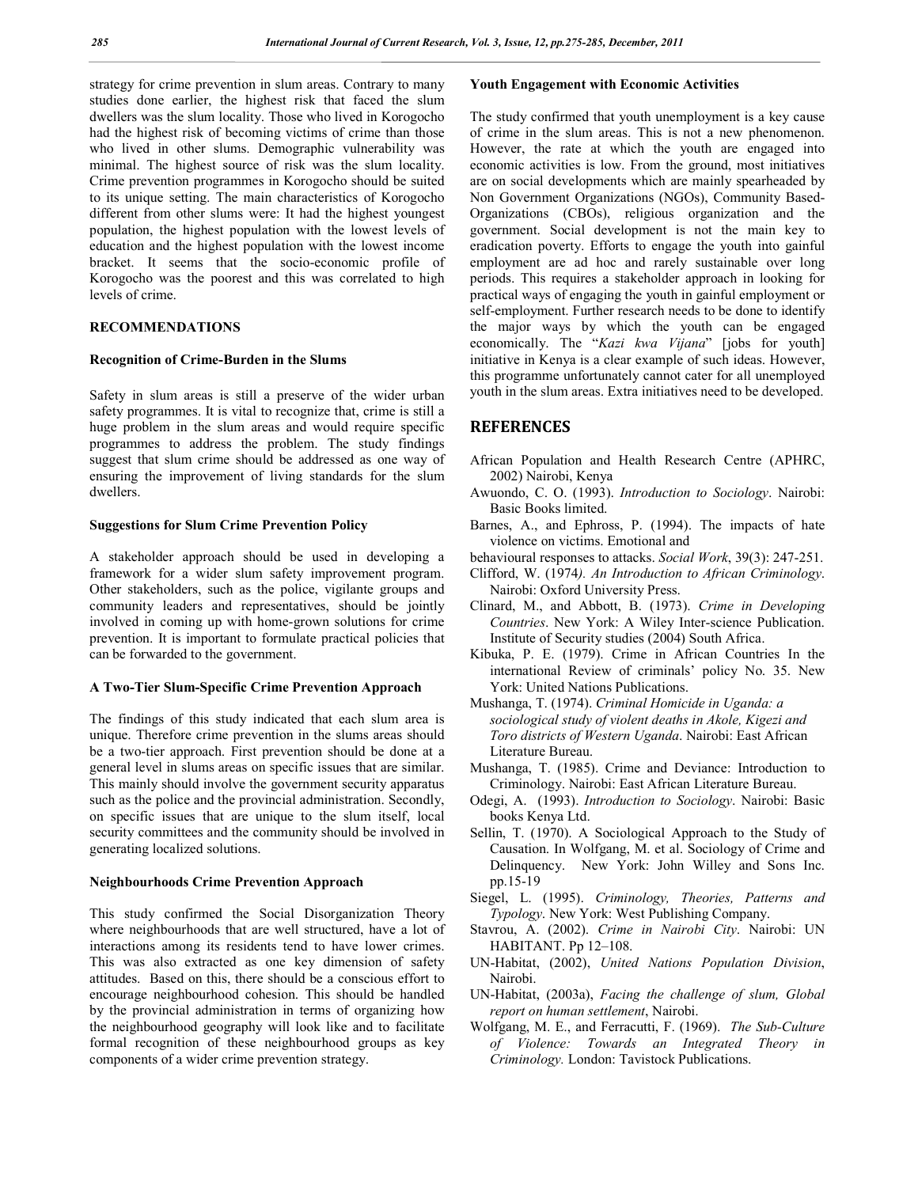strategy for crime prevention in slum areas. Contrary to many studies done earlier, the highest risk that faced the slum dwellers was the slum locality. Those who lived in Korogocho had the highest risk of becoming victims of crime than those who lived in other slums. Demographic vulnerability was minimal. The highest source of risk was the slum locality. Crime prevention programmes in Korogocho should be suited to its unique setting. The main characteristics of Korogocho different from other slums were: It had the highest youngest population, the highest population with the lowest levels of education and the highest population with the lowest income bracket. It seems that the socio-economic profile of Korogocho was the poorest and this was correlated to high levels of crime.

## RECOMMENDATIONS

### Recognition of Crime-Burden in the Slums

Safety in slum areas is still a preserve of the wider urban safety programmes. It is vital to recognize that, crime is still a huge problem in the slum areas and would require specific programmes to address the problem. The study findings suggest that slum crime should be addressed as one way of ensuring the improvement of living standards for the slum dwellers.

### Suggestions for Slum Crime Prevention Policy

A stakeholder approach should be used in developing a framework for a wider slum safety improvement program. Other stakeholders, such as the police, vigilante groups and community leaders and representatives, should be jointly involved in coming up with home-grown solutions for crime prevention. It is important to formulate practical policies that can be forwarded to the government.

### A Two-Tier Slum-Specific Crime Prevention Approach

The findings of this study indicated that each slum area is unique. Therefore crime prevention in the slums areas should be a two-tier approach. First prevention should be done at a general level in slums areas on specific issues that are similar. This mainly should involve the government security apparatus such as the police and the provincial administration. Secondly, on specific issues that are unique to the slum itself, local security committees and the community should be involved in generating localized solutions.

### Neighbourhoods Crime Prevention Approach

This study confirmed the Social Disorganization Theory where neighbourhoods that are well structured, have a lot of interactions among its residents tend to have lower crimes. This was also extracted as one key dimension of safety attitudes. Based on this, there should be a conscious effort to encourage neighbourhood cohesion. This should be handled by the provincial administration in terms of organizing how the neighbourhood geography will look like and to facilitate formal recognition of these neighbourhood groups as key components of a wider crime prevention strategy.

### Youth Engagement with Economic Activities

The study confirmed that youth unemployment is a key cause of crime in the slum areas. This is not a new phenomenon. However, the rate at which the youth are engaged into economic activities is low. From the ground, most initiatives are on social developments which are mainly spearheaded by Non Government Organizations (NGOs), Community Based-Organizations (CBOs), religious organization and the government. Social development is not the main key to eradication poverty. Efforts to engage the youth into gainful employment are ad hoc and rarely sustainable over long periods. This requires a stakeholder approach in looking for practical ways of engaging the youth in gainful employment or self-employment. Further research needs to be done to identify the major ways by which the youth can be engaged economically. The "*Kazi kwa Vijana*" [jobs for youth] initiative in Kenya is a clear example of such ideas. However, this programme unfortunately cannot cater for all unemployed youth in the slum areas. Extra initiatives need to be developed.

## REFERENCES

African Population and Health Research Centre (APHRC, 2002) Nairobi, Kenya

Awuondo, C. O. (1993). *Introduction to Sociology*. Nairobi: Basic Books limited.

Barnes, A., and Ephross, P. (1994). The impacts of hate violence on victims. Emotional and behavioural responses to attacks. *Social Work*, 39(3): 247-251.

Clifford, W. (1974*). An Introduction to African Criminology*. Nairobi: Oxford University Press.

Clinard, M., and Abbott, B. (1973). *Crime in Developing Countries*. New York: A Wiley Inter-science Publication. Institute of Security studies (2004) South Africa.

Kibuka, P. E. (1979). Crime in African Countries In the international Review of criminals' policy No. 35. New York: United Nations Publications.

Mushanga, T. (1974). *Criminal Homicide in Uganda: a sociological study of violent deaths in Akole, Kigezi and Toro districts of Western Uganda*. Nairobi: East African Literature Bureau.

Mushanga, T. (1985). Crime and Deviance: Introduction to Criminology. Nairobi: East African Literature Bureau.

Odegi, A. (1993). *Introduction to Sociology*. Nairobi: Basic books Kenya Ltd.

Sellin, T. (1970). A Sociological Approach to the Study of Causation. In Wolfgang, M. et al. Sociology of Crime and Delinquency. New York: John Willey and Sons Inc. pp.15-19

Siegel, L. (1995). *Criminology, Theories, Patterns and Typology*. New York: West Publishing Company.

Stavrou, A. (2002). *Crime in Nairobi City*. Nairobi: UN HABITANT. Pp 12–108.

UN-Habitat, (2002), *United Nations Population Division*, Nairobi.

UN-Habitat, (2003a), *Facing the challenge of slum, Global report on human settlement*, Nairobi.

Wolfgang, M. E., and Ferracutti, F. (1969). *The Sub-Culture of Violence: Towards an Integrated Theory in Criminology.* London: Tavistock Publications.